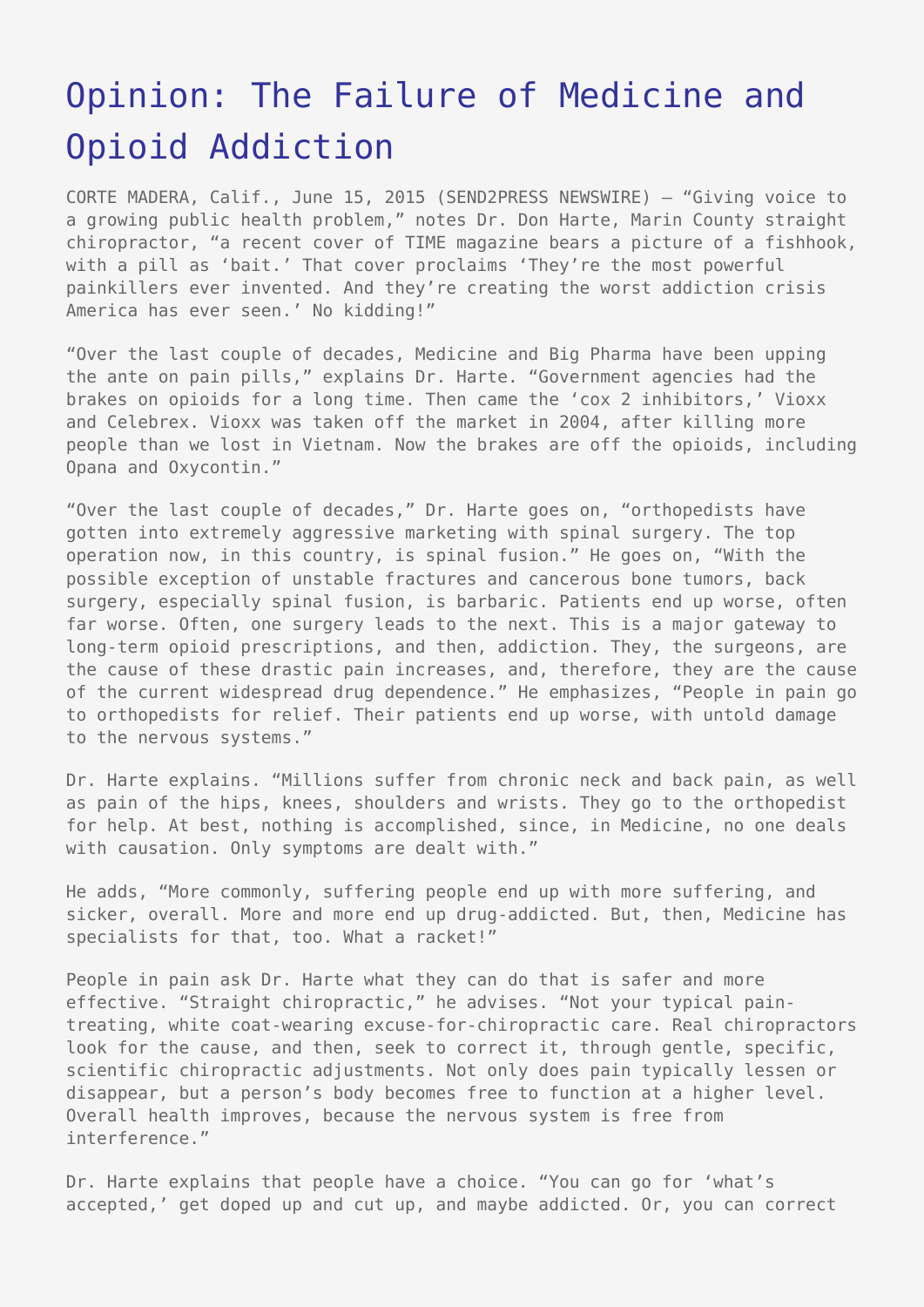# Opinion: The Failure of Medicine and Opioid Addiction

CORTE MADERA, Calif., June 15, 2015 (SEND2PRESS NEWSWIRE) — “Giving voice to a growing public health problem,” notes Dr. Don Harte, Marin County straight chiropractor, “a recent cover of TIME magazine bears a picture of a fishhook, with a pill as ‘bait.’ That cover proclaims ‘They’re the most powerful painkillers ever invented. And they’re creating the worst addiction crisis America has ever seen.’ No kidding!”

“Over the last couple of decades, Medicine and Big Pharma have been upping the ante on pain pills,” explains Dr. Harte. “Government agencies had the brakes on opioids for a long time. Then came the ‘cox 2 inhibitors,’ Vioxx and Celebrex. Vioxx was taken off the market in 2004, after killing more people than we lost in Vietnam. Now the brakes are off the opioids, including Opana and Oxycontin.”

“Over the last couple of decades,” Dr. Harte goes on, “orthopedists have gotten into extremely aggressive marketing with spinal surgery. The top operation now, in this country, is spinal fusion.” He goes on, “With the possible exception of unstable fractures and cancerous bone tumors, back surgery, especially spinal fusion, is barbaric. Patients end up worse, often far worse. Often, one surgery leads to the next. This is a major gateway to long-term opioid prescriptions, and then, addiction. They, the surgeons, are the cause of these drastic pain increases, and, therefore, they are the cause of the current widespread drug dependence.” He emphasizes, “People in pain go to orthopedists for relief. Their patients end up worse, with untold damage to the nervous systems.”

Dr. Harte explains. “Millions suffer from chronic neck and back pain, as well as pain of the hips, knees, shoulders and wrists. They go to the orthopedist for help. At best, nothing is accomplished, since, in Medicine, no one deals with causation. Only symptoms are dealt with.”

He adds, “More commonly, suffering people end up with more suffering, and sicker, overall. More and more end up drug-addicted. But, then, Medicine has specialists for that, too. What a racket!”

People in pain ask Dr. Harte what they can do that is safer and more effective. “Straight chiropractic,” he advises. “Not your typical pain-treating, white coat-wearing excuse-for-chiropractic care. Real chiropractors look for the cause, and then, seek to correct it, through gentle, specific, scientific chiropractic adjustments. Not only does pain typically lessen or disappear, but a person’s body becomes free to function at a higher level. Overall health improves, because the nervous system is free from interference.”

Dr. Harte explains that people have a choice. “You can go for ‘what’s accepted,’ get doped up and cut up, and maybe addicted. Or, you can correct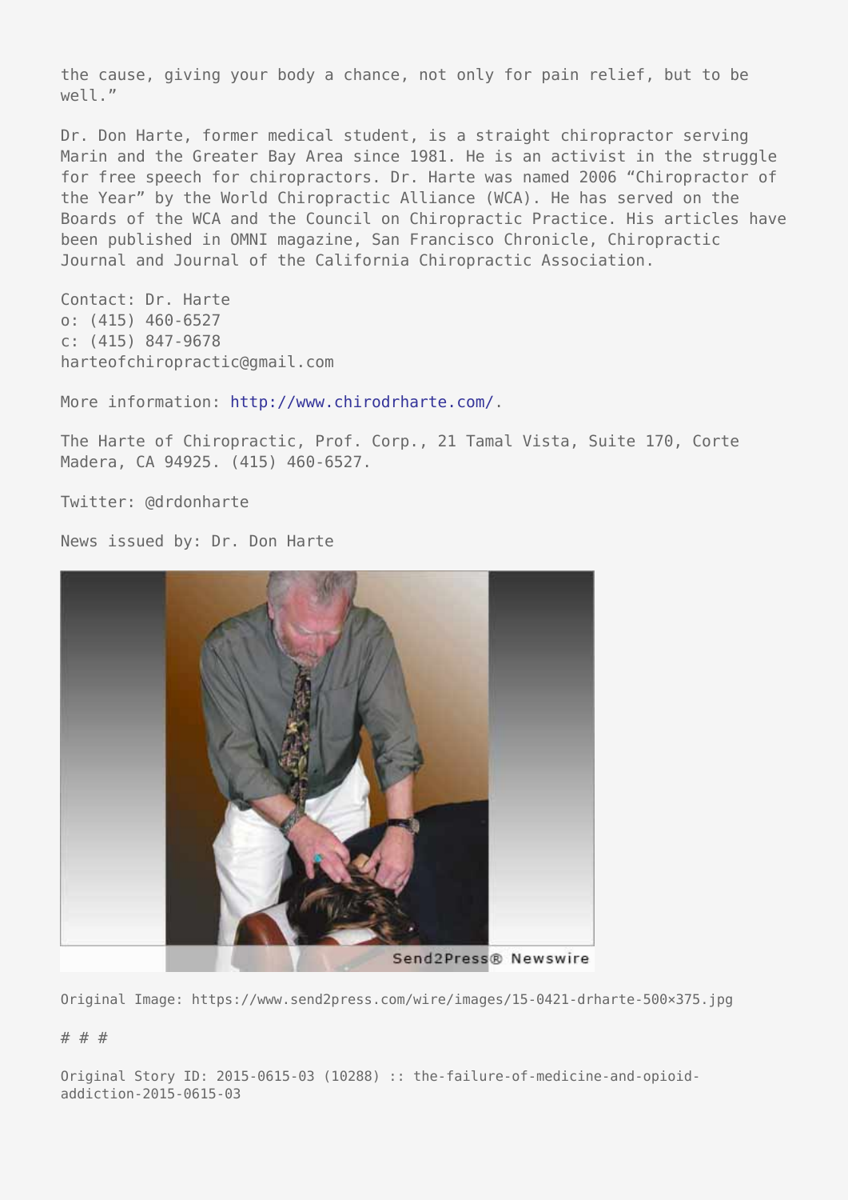the cause, giving your body a chance, not only for pain relief, but to be well."

Dr. Don Harte, former medical student, is a straight chiropractor serving Marin and the Greater Bay Area since 1981. He is an activist in the struggle for free speech for chiropractors. Dr. Harte was named 2006 "Chiropractor of the Year" by the World Chiropractic Alliance (WCA). He has served on the Boards of the WCA and the Council on Chiropractic Practice. His articles have been published in OMNI magazine, San Francisco Chronicle, Chiropractic Journal and Journal of the California Chiropractic Association.

Contact: Dr. Harte
o: (415) 460-6527
c: (415) 847-9678
harteofchiropractic@gmail.com

More information: http://www.chirodrharte.com/.

The Harte of Chiropractic, Prof. Corp., 21 Tamal Vista, Suite 170, Corte Madera, CA 94925. (415) 460-6527.

Twitter: @drdonharte

News issued by: Dr. Don Harte

Original Image: https://www.send2press.com/wire/images/15-0421-drharte-500×375.jpg

# # #

Original Story ID: 2015-0615-03 (10288) :: the-failure-of-medicine-and-opioid-addiction-2015-0615-03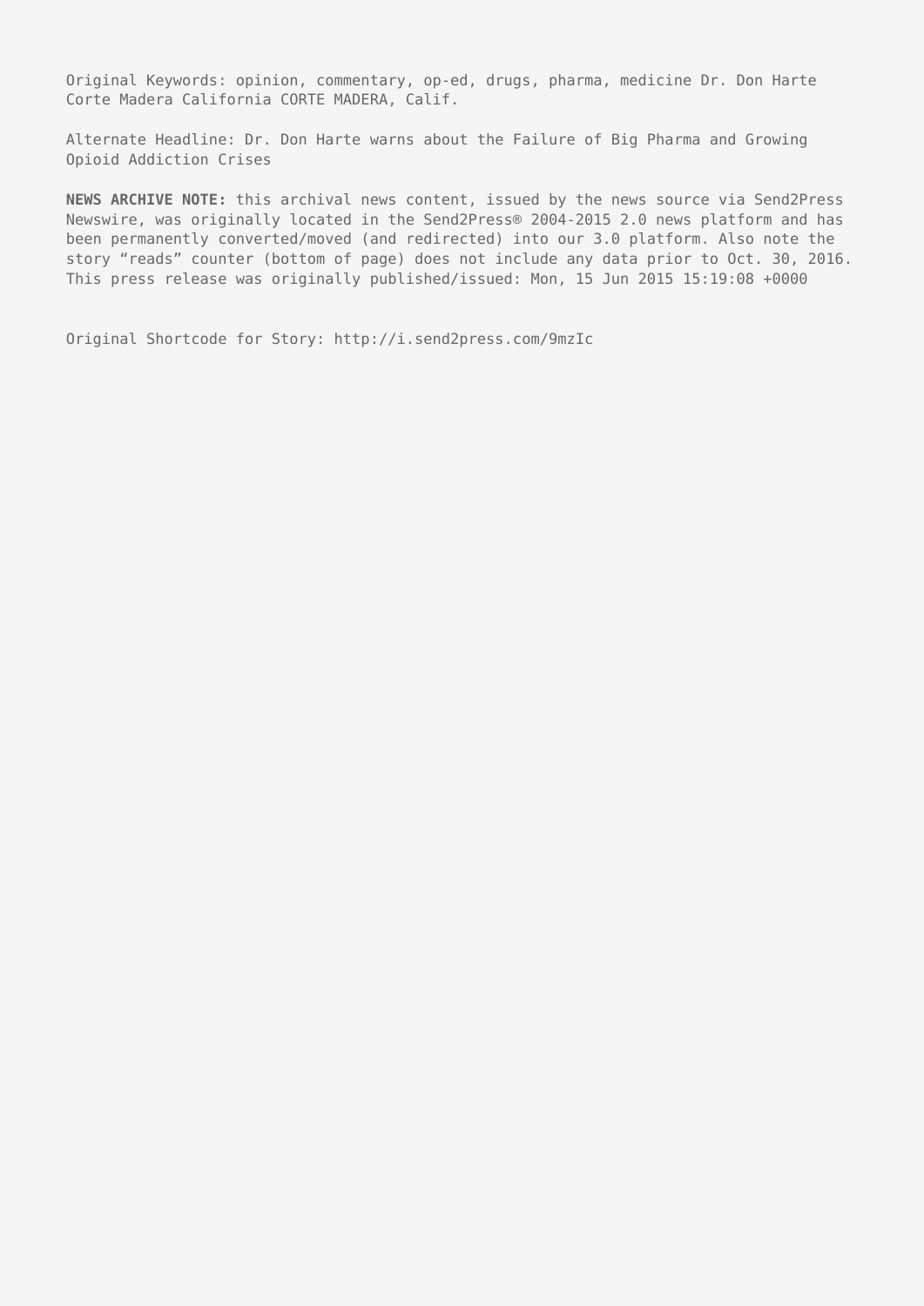Original Keywords: opinion, commentary, op-ed, drugs, pharma, medicine Dr. Don Harte Corte Madera California CORTE MADERA, Calif.

Alternate Headline: Dr. Don Harte warns about the Failure of Big Pharma and Growing Opioid Addiction Crises

**NEWS ARCHIVE NOTE:** this archival news content, issued by the news source via Send2Press Newswire, was originally located in the Send2Press® 2004-2015 2.0 news platform and has been permanently converted/moved (and redirected) into our 3.0 platform. Also note the story "reads" counter (bottom of page) does not include any data prior to Oct. 30, 2016. This press release was originally published/issued: Mon, 15 Jun 2015 15:19:08 +0000

Original Shortcode for Story: http://i.send2press.com/9mzIc